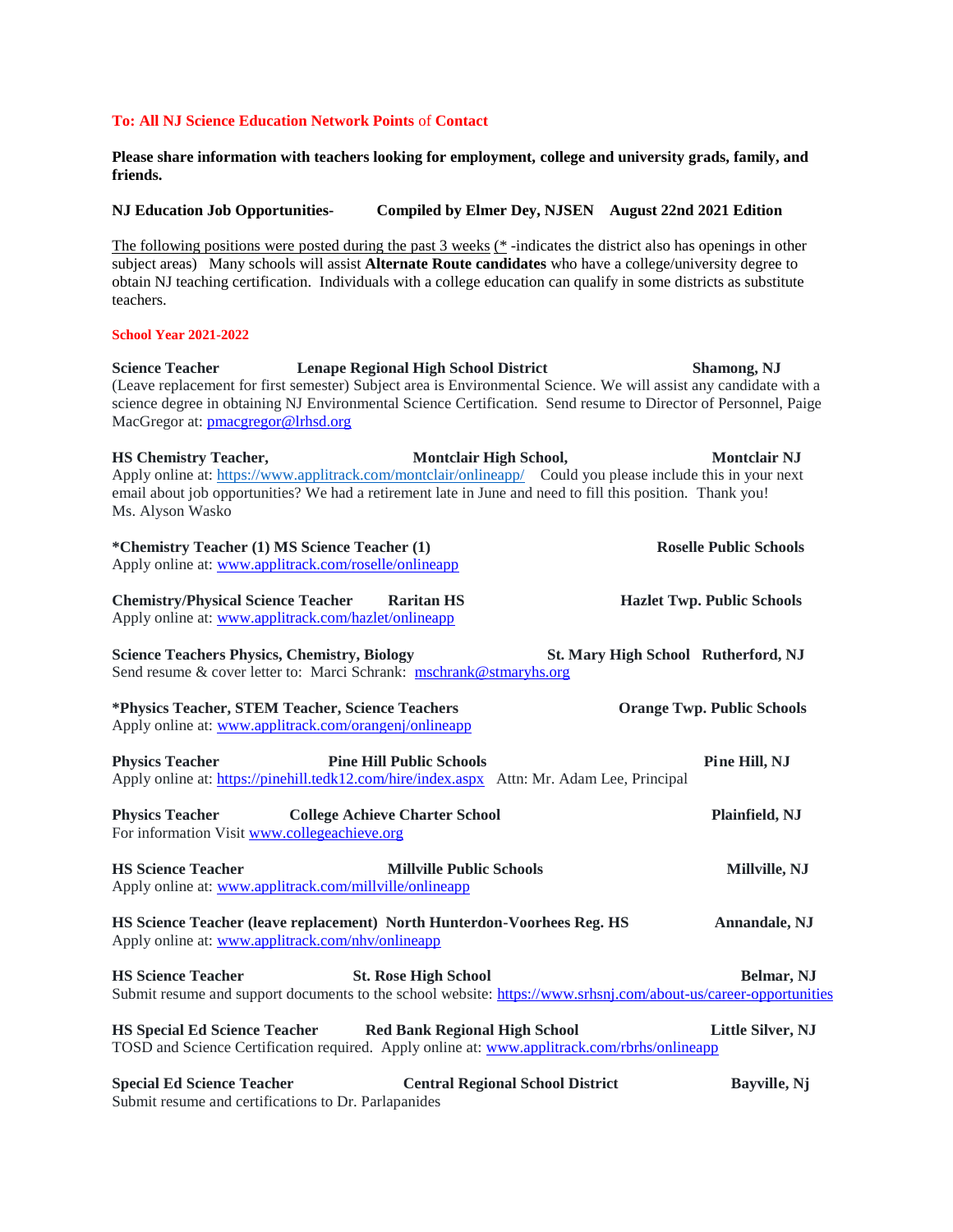**To: All NJ Science Education Network Points of Contact**

**Please share information with teachers looking for employment, college and university grads, family, and friends.**

**NJ Education Job Opportunities- Compiled by Elmer Dey, NJSEN August 22nd 2021 Edition**

The following positions were posted during the past 3 weeks (* -indicates the district also has openings in other subject areas) Many schools will assist **Alternate Route candidates** who have a college/university degree to obtain NJ teaching certification. Individuals with a college education can qualify in some districts as substitute teachers.

**School Year 2021-2022**

**Science Teacher** **Lenape Regional High School District** **Shamong, NJ**
(Leave replacement for first semester) Subject area is Environmental Science. We will assist any candidate with a science degree in obtaining NJ Environmental Science Certification. Send resume to Director of Personnel, Paige MacGregor at: pmacgregor@lrhsd.org

**HS Chemistry Teacher,** **Montclair High School,** **Montclair NJ**
Apply online at: https://www.applitrack.com/montclair/onlineapp/ Could you please include this in your next email about job opportunities? We had a retirement late in June and need to fill this position. Thank you!
Ms. Alyson Wasko

**\*Chemistry Teacher (1) MS Science Teacher (1)** **Roselle Public Schools**
Apply online at: www.applitrack.com/roselle/onlineapp

**Chemistry/Physical Science Teacher** **Raritan HS** **Hazlet Twp. Public Schools**
Apply online at: www.applitrack.com/hazlet/onlineapp

**Science Teachers Physics, Chemistry, Biology** **St. Mary High School** **Rutherford, NJ**
Send resume & cover letter to: Marci Schrank: mschrank@stmaryhs.org

**\*Physics Teacher, STEM Teacher, Science Teachers** **Orange Twp. Public Schools**
Apply online at: www.applitrack.com/orangenj/onlineapp

**Physics Teacher** **Pine Hill Public Schools** **Pine Hill, NJ**
Apply online at: https://pinehill.tedk12.com/hire/index.aspx Attn: Mr. Adam Lee, Principal

**Physics Teacher** **College Achieve Charter School** **Plainfield, NJ**
For information Visit www.collegeachieve.org

**HS Science Teacher** **Millville Public Schools** **Millville, NJ**
Apply online at: www.applitrack.com/millville/onlineapp

**HS Science Teacher (leave replacement)** **North Hunterdon-Voorhees Reg. HS** **Annandale, NJ**
Apply online at: www.applitrack.com/nhv/onlineapp

**HS Science Teacher** **St. Rose High School** **Belmar, NJ**
Submit resume and support documents to the school website: https://www.srhsnj.com/about-us/career-opportunities

**HS Special Ed Science Teacher** **Red Bank Regional High School** **Little Silver, NJ**
TOSD and Science Certification required. Apply online at: www.applitrack.com/rbrhs/onlineapp

**Special Ed Science Teacher** **Central Regional School District** **Bayville, Nj**
Submit resume and certifications to Dr. Parlapanides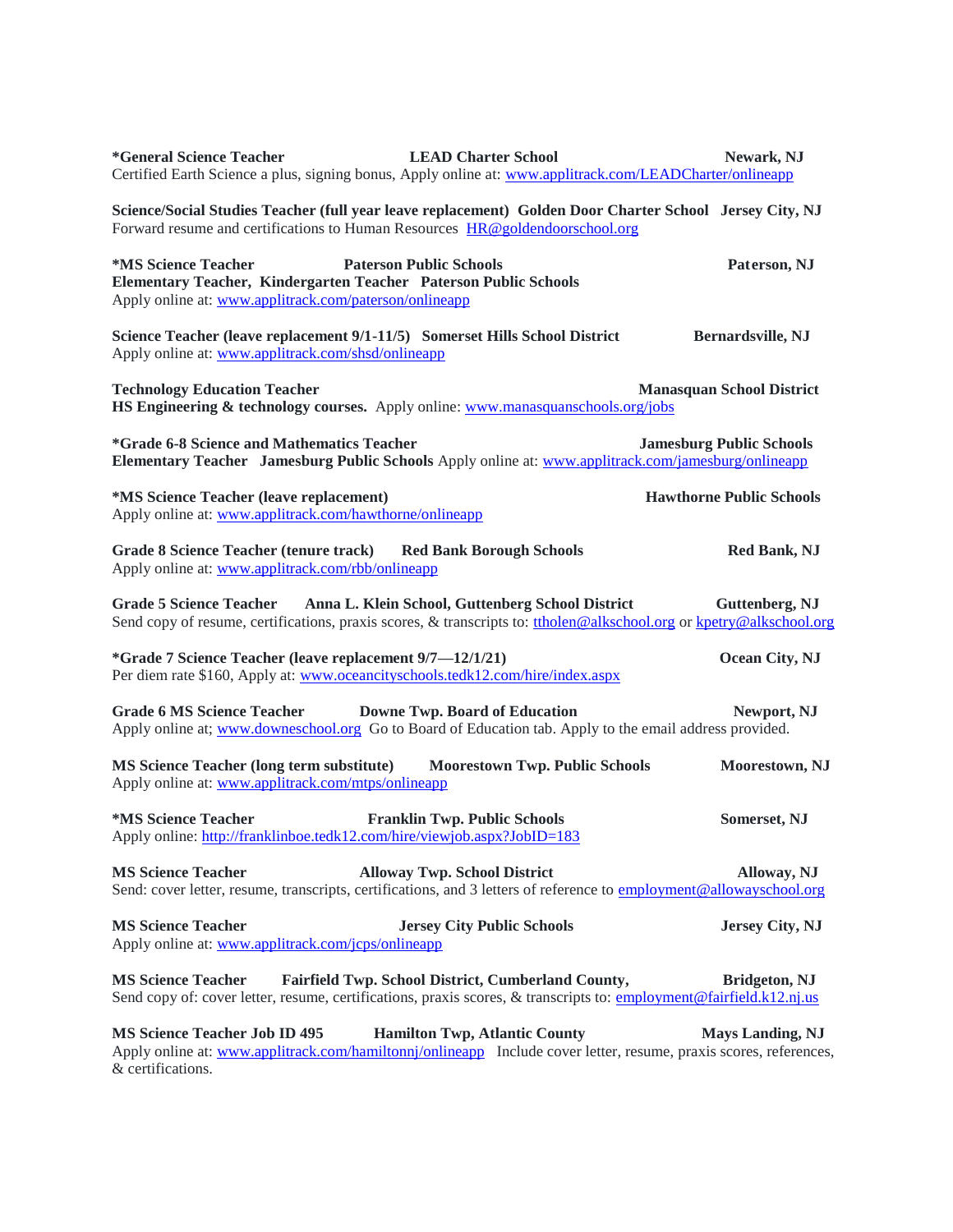**\*General Science Teacher** **LEAD Charter School** **Newark, NJ**
Certified Earth Science a plus, signing bonus, Apply online at: [www.applitrack.com/LEADCharter/onlineapp](http://www.applitrack.com/LEADCharter/onlineapp)

**Science/Social Studies Teacher (full year leave replacement)** **Golden Door Charter School** **Jersey City, NJ**
Forward resume and certifications to Human Resources [HR@goldendoorschool.org](mailto:HR@goldendoorschool.org)

**\*MS Science Teacher** **Paterson Public Schools** **Paterson, NJ**
**Elementary Teacher, Kindergarten Teacher** **Paterson Public Schools**
Apply online at: [www.applitrack.com/paterson/onlineapp](http://www.applitrack.com/paterson/onlineapp)

**Science Teacher (leave replacement 9/1-11/5)** **Somerset Hills School District** **Bernardsville, NJ**
Apply online at: [www.applitrack.com/shsd/onlineapp](http://www.applitrack.com/shsd/onlineapp)

**Technology Education Teacher** **Manasquan School District**
**HS Engineering & technology courses.** Apply online: [www.manasquanschools.org/jobs](http://www.manasquanschools.org/jobs)

**\*Grade 6-8 Science and Mathematics Teacher** **Jamesburg Public Schools**
**Elementary Teacher** **Jamesburg Public Schools** Apply online at: [www.applitrack.com/jamesburg/onlineapp](http://www.applitrack.com/jamesburg/onlineapp)

**\*MS Science Teacher (leave replacement)** **Hawthorne Public Schools**
Apply online at: [www.applitrack.com/hawthorne/onlineapp](http://www.applitrack.com/hawthorne/onlineapp)

**Grade 8 Science Teacher (tenure track)** **Red Bank Borough Schools** **Red Bank, NJ**
Apply online at: [www.applitrack.com/rbb/onlineapp](http://www.applitrack.com/rbb/onlineapp)

**Grade 5 Science Teacher** **Anna L. Klein School, Guttenberg School District** **Guttenberg, NJ**
Send copy of resume, certifications, praxis scores, & transcripts to: [ttholen@alkschool.org](mailto:ttholen@alkschool.org) or [kpetry@alkschool.org](mailto:kpetry@alkschool.org)

**\*Grade 7 Science Teacher (leave replacement 9/7—12/1/21)** **Ocean City, NJ**
Per diem rate $160, Apply at: [www.oceancityschools.tedk12.com/hire/index.aspx](http://www.oceancityschools.tedk12.com/hire/index.aspx)

**Grade 6 MS Science Teacher** **Downe Twp. Board of Education** **Newport, NJ**
Apply online at; [www.downeschool.org](http://www.downeschool.org) Go to Board of Education tab. Apply to the email address provided.

**MS Science Teacher (long term substitute)** **Moorestown Twp. Public Schools** **Moorestown, NJ**
Apply online at: [www.applitrack.com/mtps/onlineapp](http://www.applitrack.com/mtps/onlineapp)

**\*MS Science Teacher** **Franklin Twp. Public Schools** **Somerset, NJ**
Apply online: [http://franklinboe.tedk12.com/hire/viewjob.aspx?JobID=183](http://franklinboe.tedk12.com/hire/viewjob.aspx?JobID=183)

**MS Science Teacher** **Alloway Twp. School District** **Alloway, NJ**
Send: cover letter, resume, transcripts, certifications, and 3 letters of reference to [employment@allowayschool.org](mailto:employment@allowayschool.org)

**MS Science Teacher** **Jersey City Public Schools** **Jersey City, NJ**
Apply online at: [www.applitrack.com/jcps/onlineapp](http://www.applitrack.com/jcps/onlineapp)

**MS Science Teacher** **Fairfield Twp. School District, Cumberland County,** **Bridgeton, NJ**
Send copy of: cover letter, resume, certifications, praxis scores, & transcripts to: [employment@fairfield.k12.nj.us](mailto:employment@fairfield.k12.nj.us)

**MS Science Teacher Job ID 495** **Hamilton Twp, Atlantic County** **Mays Landing, NJ**
Apply online at: [www.applitrack.com/hamiltonnj/onlineapp](http://www.applitrack.com/hamiltonnj/onlineapp) Include cover letter, resume, praxis scores, references, & certifications.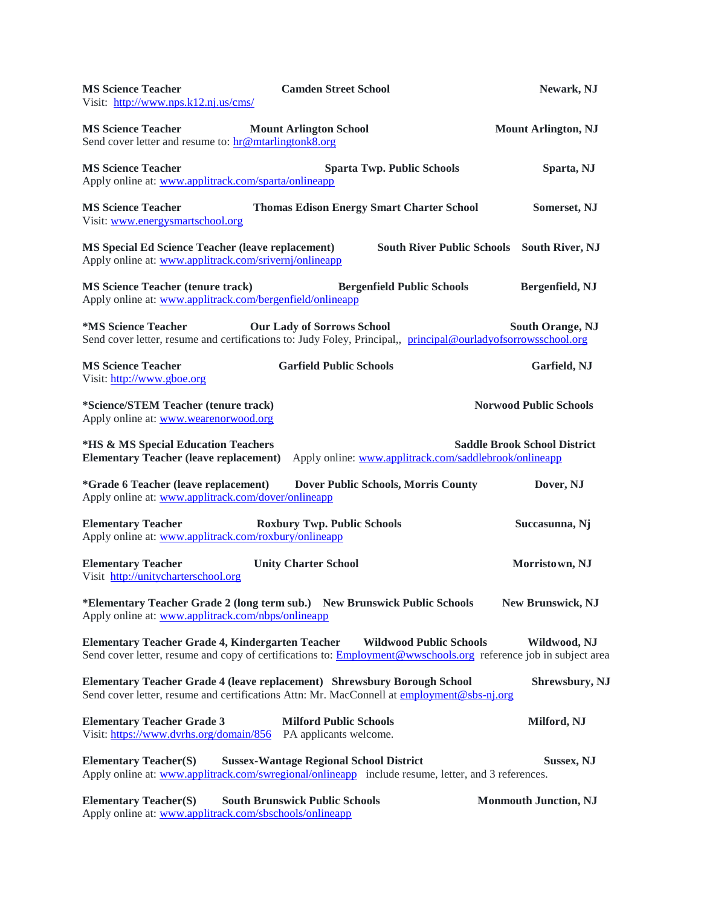**MS Science Teacher** **Camden Street School** **Newark, NJ**
Visit: [http://www.nps.k12.nj.us/cms/](http://www.nps.k12.nj.us/cms/)

**MS Science Teacher** **Mount Arlington School** **Mount Arlington, NJ**
Send cover letter and resume to: [hr@mtarlingtonk8.org](mailto:hr@mtarlingtonk8.org)

**MS Science Teacher** **Sparta Twp. Public Schools** **Sparta, NJ**
Apply online at: [www.applitrack.com/sparta/onlineapp](http://www.applitrack.com/sparta/onlineapp)

**MS Science Teacher** **Thomas Edison Energy Smart Charter School** **Somerset, NJ**
Visit: [www.energysmartschool.org](http://www.energysmartschool.org)

**MS Special Ed Science Teacher (leave replacement)** **South River Public Schools** **South River, NJ**
Apply online at: [www.applitrack.com/srivernj/onlineapp](http://www.applitrack.com/srivernj/onlineapp)

**MS Science Teacher (tenure track)** **Bergenfield Public Schools** **Bergenfield, NJ**
Apply online at: [www.applitrack.com/bergenfield/onlineapp](http://www.applitrack.com/bergenfield/onlineapp)

**\*MS Science Teacher** **Our Lady of Sorrows School** **South Orange, NJ**
Send cover letter, resume and certifications to: Judy Foley, Principal,, [principal@ourladyofsorrowsschool.org](mailto:principal@ourladyofsorrowsschool.org)

**MS Science Teacher** **Garfield Public Schools** **Garfield, NJ**
Visit: [http://www.gboe.org](http://www.gboe.org)

**\*Science/STEM Teacher (tenure track)** **Norwood Public Schools**
Apply online at: [www.wearenorwood.org](http://www.wearenorwood.org)

**\*HS & MS Special Education Teachers** **Saddle Brook School District**
**Elementary Teacher (leave replacement)** Apply online: [www.applitrack.com/saddlebrook/onlineapp](http://www.applitrack.com/saddlebrook/onlineapp)

**\*Grade 6 Teacher (leave replacement)** **Dover Public Schools, Morris County** **Dover, NJ**
Apply online at: [www.applitrack.com/dover/onlineapp](http://www.applitrack.com/dover/onlineapp)

**Elementary Teacher** **Roxbury Twp. Public Schools** **Succasunna, Nj**
Apply online at: [www.applitrack.com/roxbury/onlineapp](http://www.applitrack.com/roxbury/onlineapp)

**Elementary Teacher** **Unity Charter School** **Morristown, NJ**
Visit [http://unitycharterschool.org](http://unitycharterschool.org)

**\*Elementary Teacher Grade 2 (long term sub.)** **New Brunswick Public Schools** **New Brunswick, NJ**
Apply online at: [www.applitrack.com/nbps/onlineapp](http://www.applitrack.com/nbps/onlineapp)

**Elementary Teacher Grade 4, Kindergarten Teacher** **Wildwood Public Schools** **Wildwood, NJ**
Send cover letter, resume and copy of certifications to: [Employment@wwschools.org](mailto:Employment@wwschools.org) reference job in subject area

**Elementary Teacher Grade 4 (leave replacement)** **Shrewsbury Borough School** **Shrewsbury, NJ**
Send cover letter, resume and certifications Attn: Mr. MacConnell at [employment@sbs-nj.org](mailto:employment@sbs-nj.org)

**Elementary Teacher Grade 3** **Milford Public Schools** **Milford, NJ**
Visit: [https://www.dvrhs.org/domain/856](https://www.dvrhs.org/domain/856) PA applicants welcome.

**Elementary Teacher(S)** **Sussex-Wantage Regional School District** **Sussex, NJ**
Apply online at: [www.applitrack.com/swregional/onlineapp](http://www.applitrack.com/swregional/onlineapp) include resume, letter, and 3 references.

**Elementary Teacher(S)** **South Brunswick Public Schools** **Monmouth Junction, NJ**
Apply online at: [www.applitrack.com/sbschools/onlineapp](http://www.applitrack.com/sbschools/onlineapp)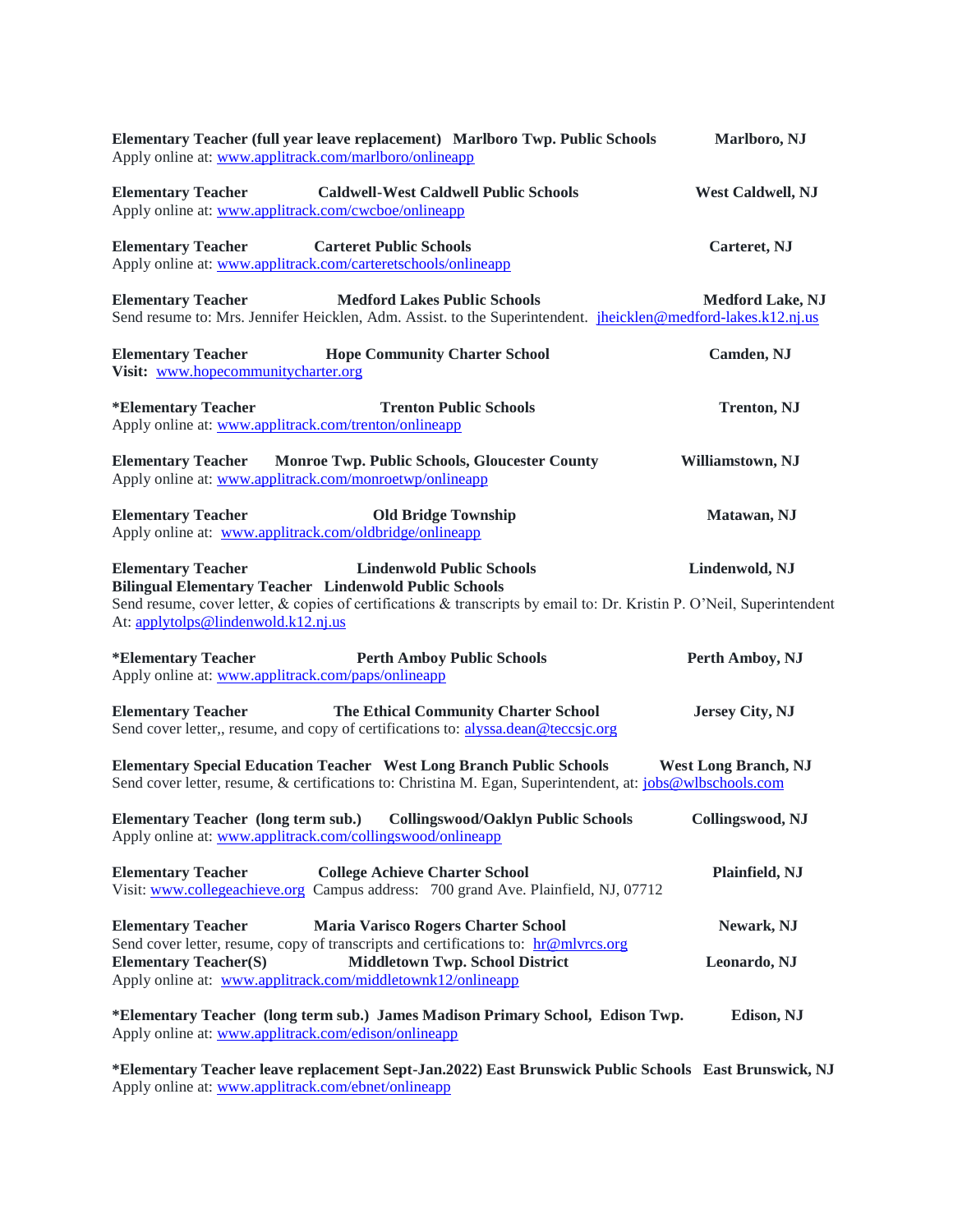**Elementary Teacher (full year leave replacement) Marlboro Twp. Public Schools Marlboro, NJ**
Apply online at: www.applitrack.com/marlboro/onlineapp

**Elementary Teacher Caldwell-West Caldwell Public Schools West Caldwell, NJ**
Apply online at: www.applitrack.com/cwcboe/onlineapp

**Elementary Teacher Carteret Public Schools Carteret, NJ**
Apply online at: www.applitrack.com/carteretschools/onlineapp

**Elementary Teacher Medford Lakes Public Schools Medford Lake, NJ**
Send resume to: Mrs. Jennifer Heicklen, Adm. Assist. to the Superintendent. jheicklen@medford-lakes.k12.nj.us

**Elementary Teacher Hope Community Charter School Camden, NJ**
**Visit:** www.hopecommunitycharter.org

***Elementary Teacher Trenton Public Schools Trenton, NJ**
Apply online at: www.applitrack.com/trenton/onlineapp

**Elementary Teacher Monroe Twp. Public Schools, Gloucester County Williamstown, NJ**
Apply online at: www.applitrack.com/monroetwp/onlineapp

**Elementary Teacher Old Bridge Township Matawan, NJ**
Apply online at: www.applitrack.com/oldbridge/onlineapp

**Elementary Teacher Lindenwold Public Schools Lindenwold, NJ**
**Bilingual Elementary Teacher Lindenwold Public Schools**
Send resume, cover letter, & copies of certifications & transcripts by email to: Dr. Kristin P. O'Neil, Superintendent At: applytolps@lindenwold.k12.nj.us

***Elementary Teacher Perth Amboy Public Schools Perth Amboy, NJ**
Apply online at: www.applitrack.com/paps/onlineapp

**Elementary Teacher The Ethical Community Charter School Jersey City, NJ**
Send cover letter,, resume, and copy of certifications to: alyssa.dean@teccsjc.org

**Elementary Special Education Teacher West Long Branch Public Schools West Long Branch, NJ**
Send cover letter, resume, & certifications to: Christina M. Egan, Superintendent, at: jobs@wlbschools.com

**Elementary Teacher (long term sub.) Collingswood/Oaklyn Public Schools Collingswood, NJ**
Apply online at: www.applitrack.com/collingswood/onlineapp

**Elementary Teacher College Achieve Charter School Plainfield, NJ**
Visit: www.collegeachieve.org Campus address: 700 grand Ave. Plainfield, NJ, 07712

**Elementary Teacher Maria Varisco Rogers Charter School Newark, NJ**
Send cover letter, resume, copy of transcripts and certifications to: hr@mlvrcs.org

**Elementary Teacher(S) Middletown Twp. School District Leonardo, NJ**
Apply online at: www.applitrack.com/middletownk12/onlineapp

***Elementary Teacher (long term sub.) James Madison Primary School, Edison Twp. Edison, NJ**
Apply online at: www.applitrack.com/edison/onlineapp

***Elementary Teacher leave replacement Sept-Jan.2022) East Brunswick Public Schools East Brunswick, NJ**
Apply online at: www.applitrack.com/ebnet/onlineapp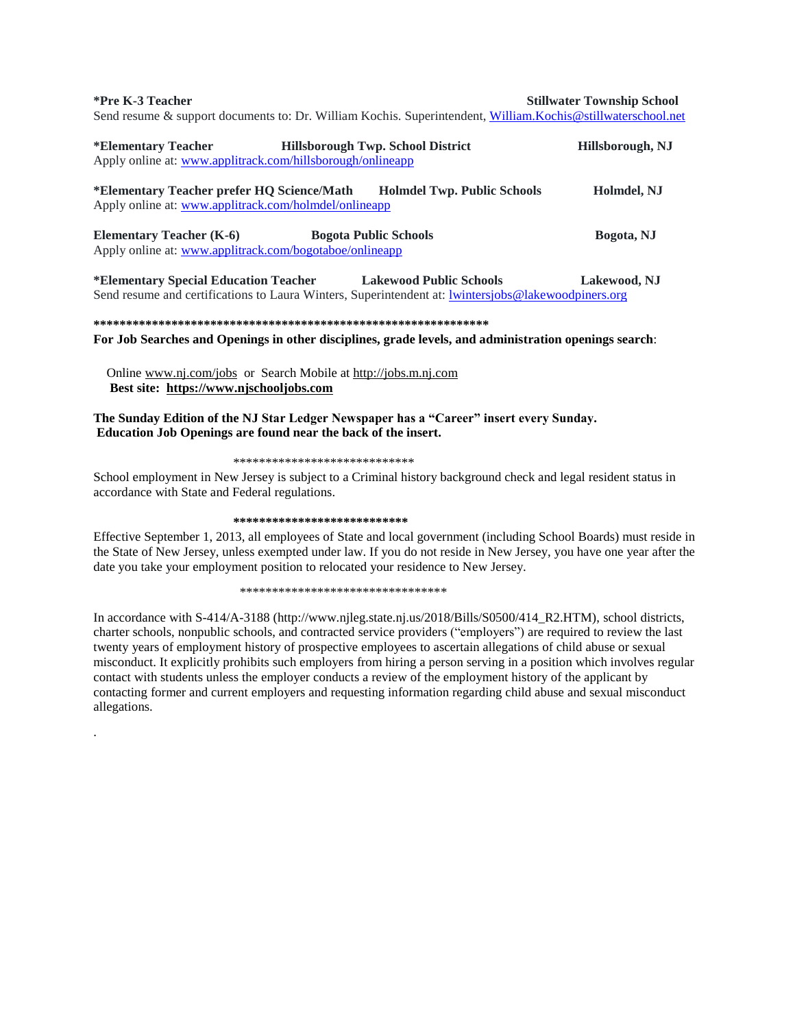**\*Pre K-3 Teacher** **Stillwater Township School**
Send resume & support documents to: Dr. William Kochis. Superintendent, William.Kochis@stillwaterschool.net

**\*Elementary Teacher** **Hillsborough Twp. School District** **Hillsborough, NJ**
Apply online at: www.applitrack.com/hillsborough/onlineapp

**\*Elementary Teacher prefer HQ Science/Math** **Holmdel Twp. Public Schools** **Holmdel, NJ**
Apply online at: www.applitrack.com/holmdel/onlineapp

**Elementary Teacher (K-6)** **Bogota Public Schools** **Bogota, NJ**
Apply online at: www.applitrack.com/bogotaboe/onlineapp

**\*Elementary Special Education Teacher** **Lakewood Public Schools** **Lakewood, NJ**
Send resume and certifications to Laura Winters, Superintendent at: lwintersjobs@lakewoodpiners.org

**\*\*\*\*\*\*\*\*\*\*\*\*\*\*\*\*\*\*\*\*\*\*\*\*\*\*\*\*\*\*\*\*\*\*\*\*\*\*\*\*\*\*\*\*\*\*\*\*\*\*\*\*\*\*\*\*\*\*\*\*\*\*\***

**For Job Searches and Openings in other disciplines, grade levels, and administration openings search**:

Online www.nj.com/jobs or Search Mobile at http://jobs.m.nj.com
**Best site: https://www.njschooljobs.com**

**The Sunday Edition of the NJ Star Ledger Newspaper has a "Career" insert every Sunday.**
**Education Job Openings are found near the back of the insert.**

\*\*\*\*\*\*\*\*\*\*\*\*\*\*\*\*\*\*\*\*\*\*\*\*\*\*\*\*

School employment in New Jersey is subject to a Criminal history background check and legal resident status in accordance with State and Federal regulations.

**\*\*\*\*\*\*\*\*\*\*\*\*\*\*\*\*\*\*\*\*\*\*\*\*\*\*\***

Effective September 1, 2013, all employees of State and local government (including School Boards) must reside in the State of New Jersey, unless exempted under law. If you do not reside in New Jersey, you have one year after the date you take your employment position to relocated your residence to New Jersey.

\*\*\*\*\*\*\*\*\*\*\*\*\*\*\*\*\*\*\*\*\*\*\*\*\*\*\*\*\*\*\*\*\*\*

In accordance with S-414/A-3188 (http://www.njleg.state.nj.us/2018/Bills/S0500/414_R2.HTM), school districts, charter schools, nonpublic schools, and contracted service providers ("employers") are required to review the last twenty years of employment history of prospective employees to ascertain allegations of child abuse or sexual misconduct. It explicitly prohibits such employers from hiring a person serving in a position which involves regular contact with students unless the employer conducts a review of the employment history of the applicant by contacting former and current employers and requesting information regarding child abuse and sexual misconduct allegations.

.